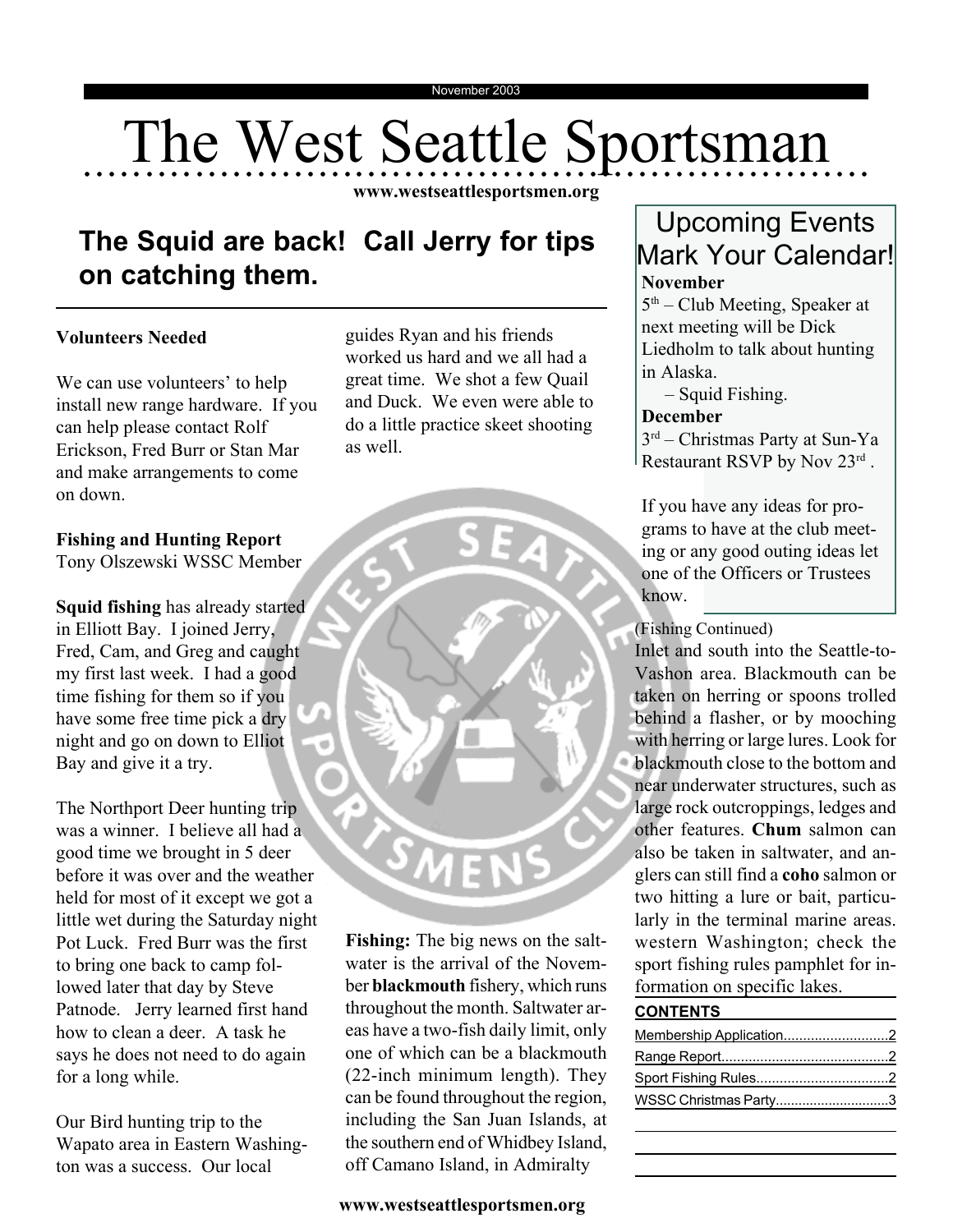November 2003

# The West Seattle Sportsman

www.westseattlesportsmen.org

## The Squid are back! Call Jerry for tips on catching them.

**Volunteers Needed**

We can use volunteers' to help install new range hardware. If you can help please contact Rolf Erickson, Fred Burr or Stan Mar and make arrangements to come on down.

**Fishing and Hunting Report**
Tony Olszewski WSSC Member

**Squid fishing** has already started in Elliott Bay. I joined Jerry, Fred, Cam, and Greg and caught my first last week. I had a good time fishing for them so if you have some free time pick a dry night and go on down to Elliot Bay and give it a try.

The Northport Deer hunting trip was a winner. I believe all had a good time we brought in 5 deer before it was over and the weather held for most of it except we got a little wet during the Saturday night Pot Luck. Fred Burr was the first to bring one back to camp followed later that day by Steve Patnode. Jerry learned first hand how to clean a deer. A task he says he does not need to do again for a long while.

Our Bird hunting trip to the Wapato area in Eastern Washington was a success. Our local guides Ryan and his friends worked us hard and we all had a great time. We shot a few Quail and Duck. We even were able to do a little practice skeet shooting as well.

**Fishing:** The big news on the saltwater is the arrival of the November **blackmouth** fishery, which runs throughout the month. Saltwater areas have a two-fish daily limit, only one of which can be a blackmouth (22-inch minimum length). They can be found throughout the region, including the San Juan Islands, at the southern end of Whidbey Island, off Camano Island, in Admiralty

(Fishing Continued)
Inlet and south into the Seattle-to-Vashon area. Blackmouth can be taken on herring or spoons trolled behind a flasher, or by mooching with herring or large lures. Look for blackmouth close to the bottom and near underwater structures, such as large rock outcroppings, ledges and other features. **Chum** salmon can also be taken in saltwater, and anglers can still find a **coho** salmon or two hitting a lure or bait, particularly in the terminal marine areas. western Washington; check the sport fishing rules pamphlet for information on specific lakes.

### Upcoming Events Mark Your Calendar!

**November**
5th – Club Meeting, Speaker at next meeting will be Dick Liedholm to talk about hunting in Alaska.
– Squid Fishing.

**December**
3rd – Christmas Party at Sun-Ya Restaurant RSVP by Nov 23rd .

If you have any ideas for programs to have at the club meeting or any good outing ideas let one of the Officers or Trustees know.

**CONTENTS**

- Membership Application....2
- Range Report....2
- Sport Fishing Rules....2
- WSSC Christmas Party....3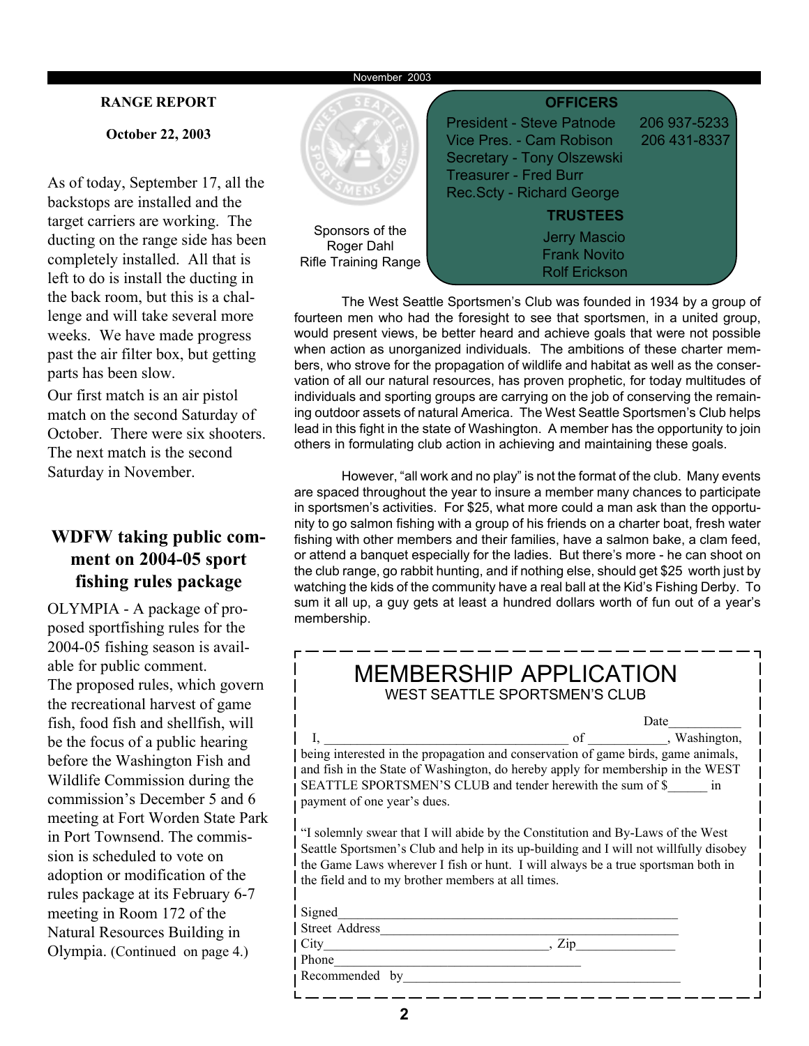**RANGE REPORT**

**October 22, 2003**

As of today, September 17, all the backstops are installed and the target carriers are working. The ducting on the range side has been completely installed. All that is left to do is install the ducting in the back room, but this is a challenge and will take several more weeks. We have made progress past the air filter box, but getting parts has been slow.

Our first match is an air pistol match on the second Saturday of October. There were six shooters. The next match is the second Saturday in November.

## WDFW taking public comment on 2004-05 sport fishing rules package

OLYMPIA - A package of proposed sportfishing rules for the 2004-05 fishing season is available for public comment.

The proposed rules, which govern the recreational harvest of game fish, food fish and shellfish, will be the focus of a public hearing before the Washington Fish and Wildlife Commission during the commission's December 5 and 6 meeting at Fort Worden State Park in Port Townsend. The commission is scheduled to vote on adoption or modification of the rules package at its February 6-7 meeting in Room 172 of the Natural Resources Building in Olympia. (Continued on page 4.)

Sponsors of the Roger Dahl Rifle Training Range

**OFFICERS**

President - Steve Patnode 206 937-5233
Vice Pres. - Cam Robison 206 431-8337
Secretary - Tony Olszewski
Treasurer - Fred Burr
Rec.Scty - Richard George

**TRUSTEES**

Jerry Mascio
Frank Novito
Rolf Erickson

The West Seattle Sportsmen's Club was founded in 1934 by a group of fourteen men who had the foresight to see that sportsmen, in a united group, would present views, be better heard and achieve goals that were not possible when action as unorganized individuals. The ambitions of these charter members, who strove for the propagation of wildlife and habitat as well as the conservation of all our natural resources, has proven prophetic, for today multitudes of individuals and sporting groups are carrying on the job of conserving the remaining outdoor assets of natural America. The West Seattle Sportsmen's Club helps lead in this fight in the state of Washington. A member has the opportunity to join others in formulating club action in achieving and maintaining these goals.

However, "all work and no play" is not the format of the club. Many events are spaced throughout the year to insure a member many chances to participate in sportsmen's activities. For $25, what more could a man ask than the opportunity to go salmon fishing with a group of his friends on a charter boat, fresh water fishing with other members and their families, have a salmon bake, a clam feed, or attend a banquet especially for the ladies. But there's more - he can shoot on the club range, go rabbit hunting, and if nothing else, should get $25 worth just by watching the kids of the community have a real ball at the Kid's Fishing Derby. To sum it all up, a guy gets at least a hundred dollars worth of fun out of a year's membership.

# MEMBERSHIP APPLICATION

WEST SEATTLE SPORTSMEN'S CLUB

Date___________

I, ____________________________________ of ___________, Washington, being interested in the propagation and conservation of game birds, game animals, and fish in the State of Washington, do hereby apply for membership in the WEST SEATTLE SPORTSMEN'S CLUB and tender herewith the sum of $______ in payment of one year's dues.

"I solemnly swear that I will abide by the Constitution and By-Laws of the West Seattle Sportsmen's Club and help in its up-building and I will not willfully disobey the Game Laws wherever I fish or hunt. I will always be a true sportsman both in the field and to my brother members at all times.

Signed__________________________________________________

Street Address____________________________________________

City_________________________________, Zip_______________

Phone_______________________________________

Recommended by___________________________________________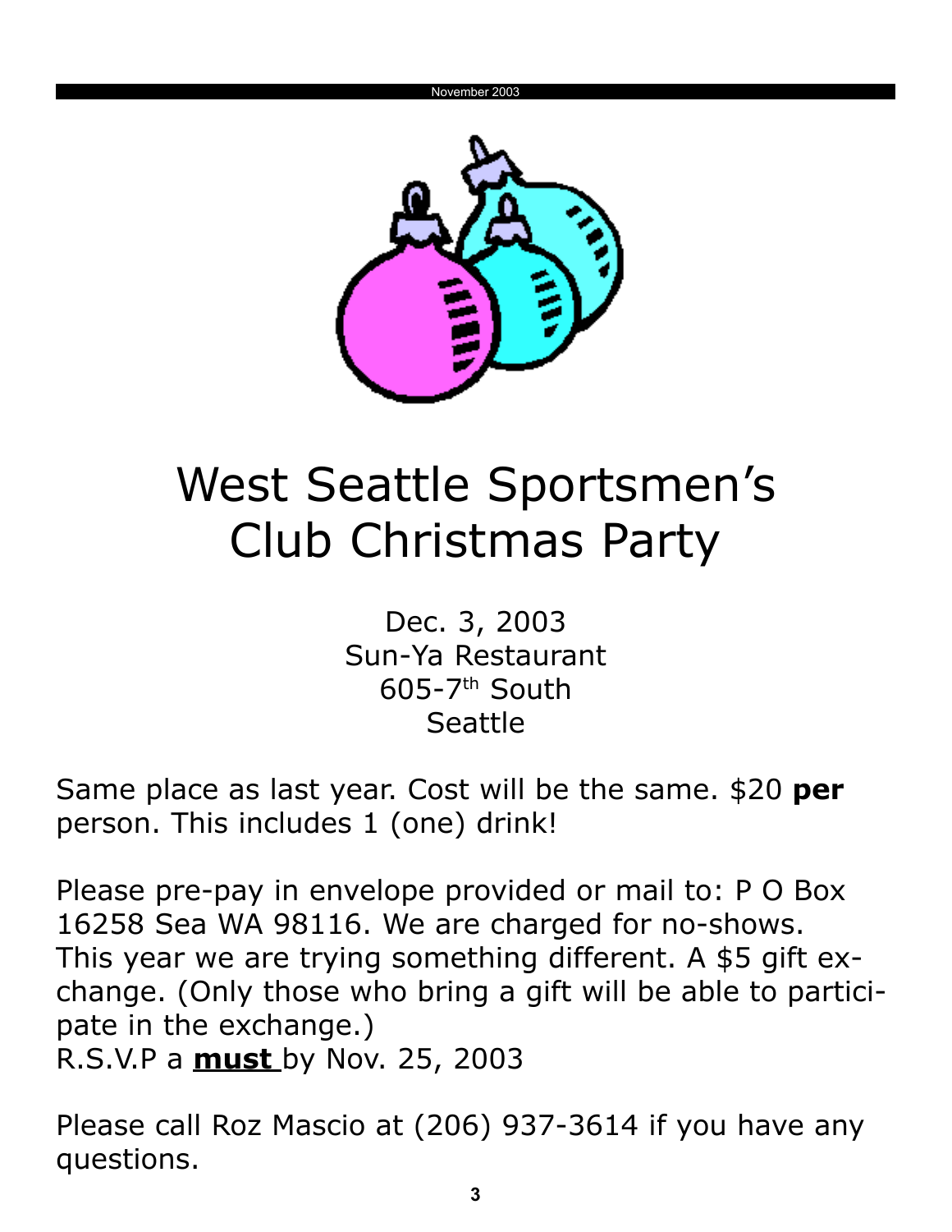# West Seattle Sportsmen's Club Christmas Party

Dec. 3, 2003
Sun-Ya Restaurant
605-7th South
Seattle

Same place as last year. Cost will be the same. $20 **per** person. This includes 1 (one) drink!

Please pre-pay in envelope provided or mail to: P O Box 16258 Sea WA 98116. We are charged for no-shows. This year we are trying something different. A $5 gift exchange. (Only those who bring a gift will be able to participate in the exchange.)
R.S.V.P a **<u>must</u>** by Nov. 25, 2003

Please call Roz Mascio at (206) 937-3614 if you have any questions.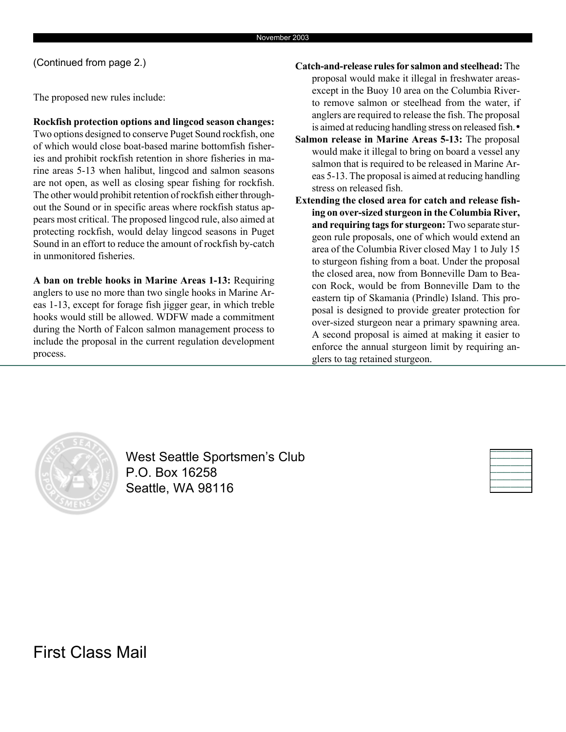(Continued from page 2.)

The proposed new rules include:

**Rockfish protection options and lingcod season changes:** Two options designed to conserve Puget Sound rockfish, one of which would close boat-based marine bottomfish fisheries and prohibit rockfish retention in shore fisheries in marine areas 5-13 when halibut, lingcod and salmon seasons are not open, as well as closing spear fishing for rockfish. The other would prohibit retention of rockfish either throughout the Sound or in specific areas where rockfish status appears most critical. The proposed lingcod rule, also aimed at protecting rockfish, would delay lingcod seasons in Puget Sound in an effort to reduce the amount of rockfish by-catch in unmonitored fisheries.

**A ban on treble hooks in Marine Areas 1-13:** Requiring anglers to use no more than two single hooks in Marine Areas 1-13, except for forage fish jigger gear, in which treble hooks would still be allowed. WDFW made a commitment during the North of Falcon salmon management process to include the proposal in the current regulation development process.

**Catch-and-release rules for salmon and steelhead:** The proposal would make it illegal in freshwater areas-except in the Buoy 10 area on the Columbia River-to remove salmon or steelhead from the water, if anglers are required to release the fish. The proposal is aimed at reducing handling stress on released fish.•

**Salmon release in Marine Areas 5-13:** The proposal would make it illegal to bring on board a vessel any salmon that is required to be released in Marine Areas 5-13. The proposal is aimed at reducing handling stress on released fish.

**Extending the closed area for catch and release fishing on over-sized sturgeon in the Columbia River, and requiring tags for sturgeon:** Two separate sturgeon rule proposals, one of which would extend an area of the Columbia River closed May 1 to July 15 to sturgeon fishing from a boat. Under the proposal the closed area, now from Bonneville Dam to Beacon Rock, would be from Bonneville Dam to the eastern tip of Skamania (Prindle) Island. This proposal is designed to provide greater protection for over-sized sturgeon near a primary spawning area. A second proposal is aimed at making it easier to enforce the annual sturgeon limit by requiring anglers to tag retained sturgeon.

West Seattle Sportsmen's Club
P.O. Box 16258
Seattle, WA 98116

First Class Mail